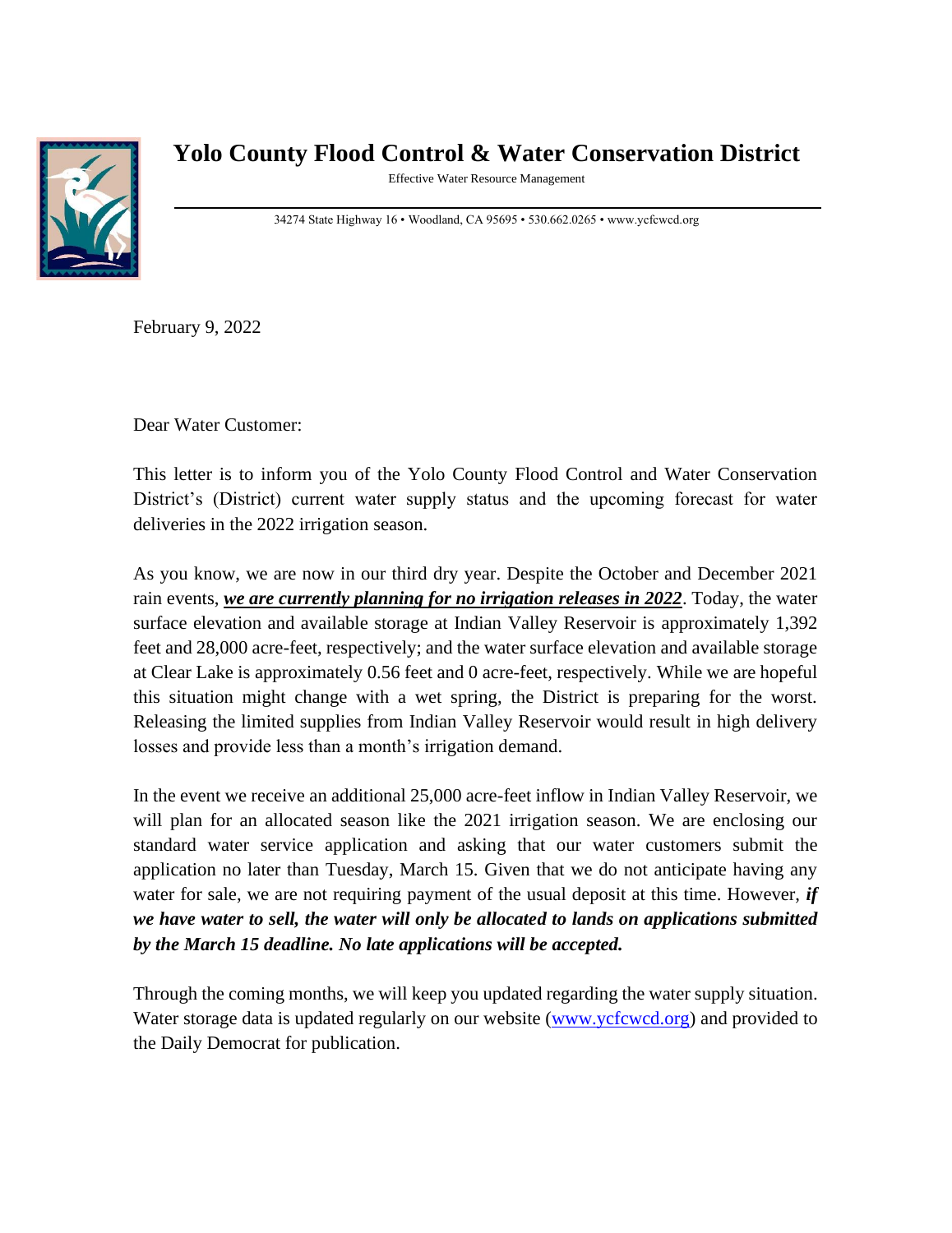# Yolo County Flood Control & Water Conservation District

Effective Water Resource Management

34274 State Highway 16 • Woodland, CA 95695 • 530.662.0265 • www.ycfcwcd.org

February 9, 2022

Dear Water Customer:

This letter is to inform you of the Yolo County Flood Control and Water Conservation District's (District) current water supply status and the upcoming forecast for water deliveries in the 2022 irrigation season.

As you know, we are now in our third dry year. Despite the October and December 2021 rain events, ***we are currently planning for no irrigation releases in 2022***. Today, the water surface elevation and available storage at Indian Valley Reservoir is approximately 1,392 feet and 28,000 acre-feet, respectively; and the water surface elevation and available storage at Clear Lake is approximately 0.56 feet and 0 acre-feet, respectively. While we are hopeful this situation might change with a wet spring, the District is preparing for the worst. Releasing the limited supplies from Indian Valley Reservoir would result in high delivery losses and provide less than a month's irrigation demand.

In the event we receive an additional 25,000 acre-feet inflow in Indian Valley Reservoir, we will plan for an allocated season like the 2021 irrigation season. We are enclosing our standard water service application and asking that our water customers submit the application no later than Tuesday, March 15. Given that we do not anticipate having any water for sale, we are not requiring payment of the usual deposit at this time. However, ***if we have water to sell, the water will only be allocated to lands on applications submitted by the March 15 deadline. No late applications will be accepted.***

Through the coming months, we will keep you updated regarding the water supply situation. Water storage data is updated regularly on our website (www.ycfcwcd.org) and provided to the Daily Democrat for publication.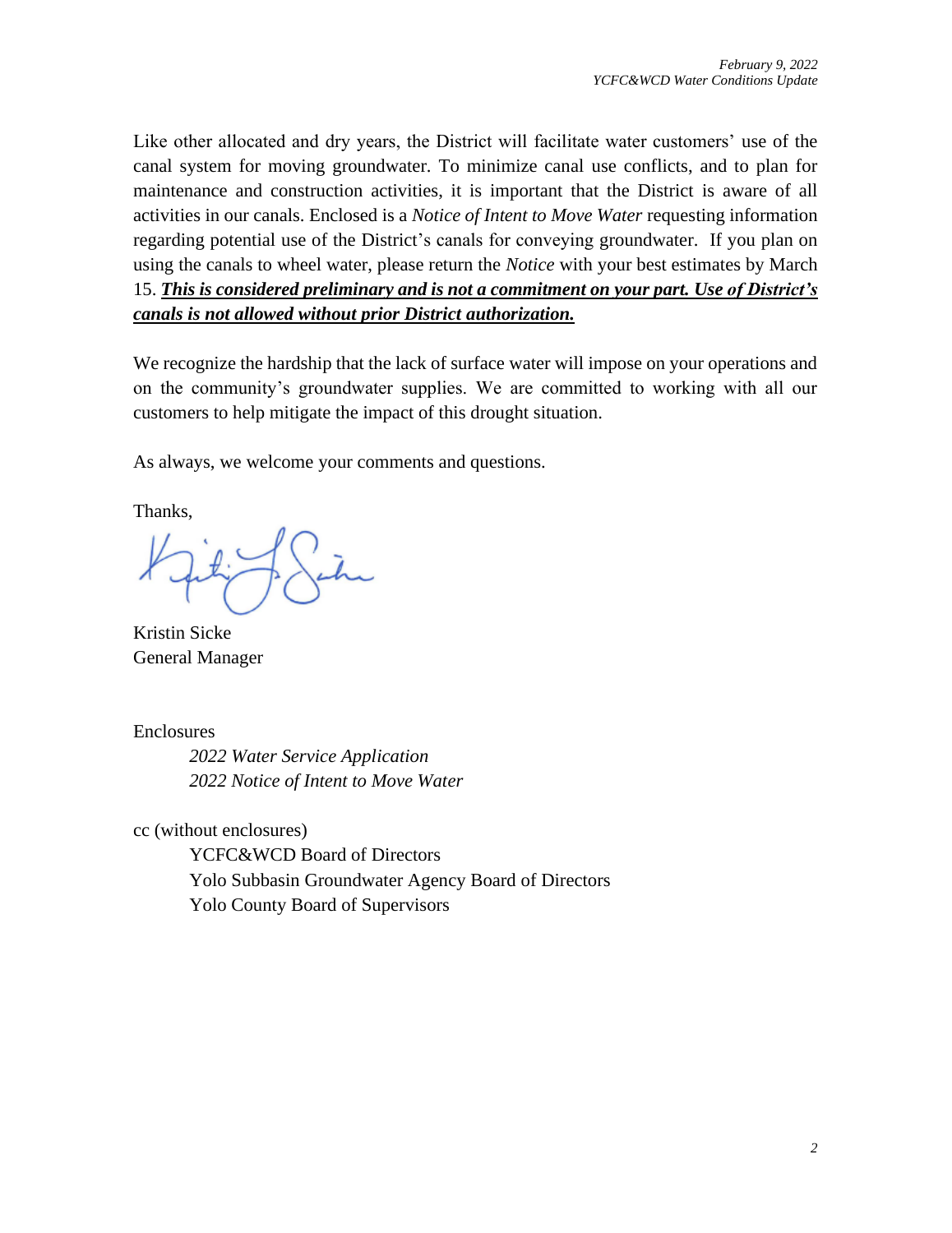Like other allocated and dry years, the District will facilitate water customers' use of the canal system for moving groundwater. To minimize canal use conflicts, and to plan for maintenance and construction activities, it is important that the District is aware of all activities in our canals. Enclosed is a *Notice of Intent to Move Water* requesting information regarding potential use of the District's canals for conveying groundwater. If you plan on using the canals to wheel water, please return the *Notice* with your best estimates by March 15. ***This is considered preliminary and is not a commitment on your part. Use of District's canals is not allowed without prior District authorization.***

We recognize the hardship that the lack of surface water will impose on your operations and on the community's groundwater supplies. We are committed to working with all our customers to help mitigate the impact of this drought situation.

As always, we welcome your comments and questions.

Thanks,

Kristin Sicke
General Manager

Enclosures

*2022 Water Service Application*
*2022 Notice of Intent to Move Water*

cc (without enclosures)

YCFC&WCD Board of Directors
Yolo Subbasin Groundwater Agency Board of Directors
Yolo County Board of Supervisors